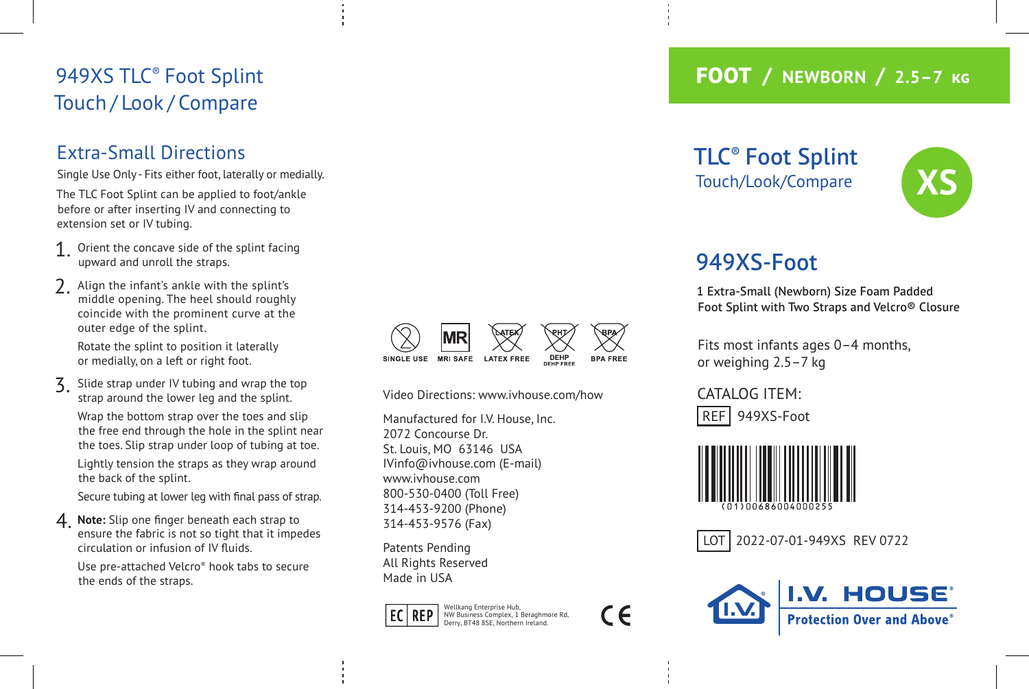# 949XS TLC® Foot Splint Touch / Look / Compare

## Extra-Small Directions

Single Use Only - Fits either foot, laterally or medially.

The TLC Foot Splint can be applied to foot/ankle before or after inserting IV and connecting to extension set or IV tubing.

1. Orient the concave side of the splint facing upward and unroll the straps.
2. Align the infant's ankle with the splint's middle opening. The heel should roughly coincide with the prominent curve at the outer edge of the splint.

   Rotate the splint to position it laterally or medially, on a left or right foot.
3. Slide strap under IV tubing and wrap the top strap around the lower leg and the splint.

   Wrap the bottom strap over the toes and slip the free end through the hole in the splint near the toes. Slip strap under loop of tubing at toe.

   Lightly tension the straps as they wrap around the back of the splint.

   Secure tubing at lower leg with final pass of strap.
4. **Note:** Slip one finger beneath each strap to ensure the fabric is not so tight that it impedes circulation or infusion of IV fluids.

   Use pre-attached Velcro® hook tabs to secure the ends of the straps.

SINGLE USE | MRI SAFE | LATEX FREE | DEHP FREE | BPA FREE

Video Directions: www.ivhouse.com/how

Manufactured for I.V. House, Inc.
2072 Concourse Dr.
St. Louis, MO 63146 USA
IVinfo@ivhouse.com (E-mail)
www.ivhouse.com
800-530-0400 (Toll Free)
314-453-9200 (Phone)
314-453-9576 (Fax)

Patents Pending
All Rights Reserved
Made in USA

EC REP Wellkang Enterprise Hub, NW Business Complex, 1 Beraghmore Rd, Derry, BT48 8SE, Northern Ireland.

CE

**FOOT / NEWBORN / 2.5–7 KG**

# TLC® Foot Splint

Touch/Look/Compare

**XS**

## 949XS-Foot

1 Extra-Small (Newborn) Size Foam Padded Foot Splint with Two Straps and Velcro® Closure

Fits most infants ages 0–4 months, or weighing 2.5–7 kg

CATALOG ITEM:

REF 949XS-Foot

(01)00686004000255

LOT 2022-07-01-949XS REV 0722

I.V. HOUSE®
Protection Over and Above®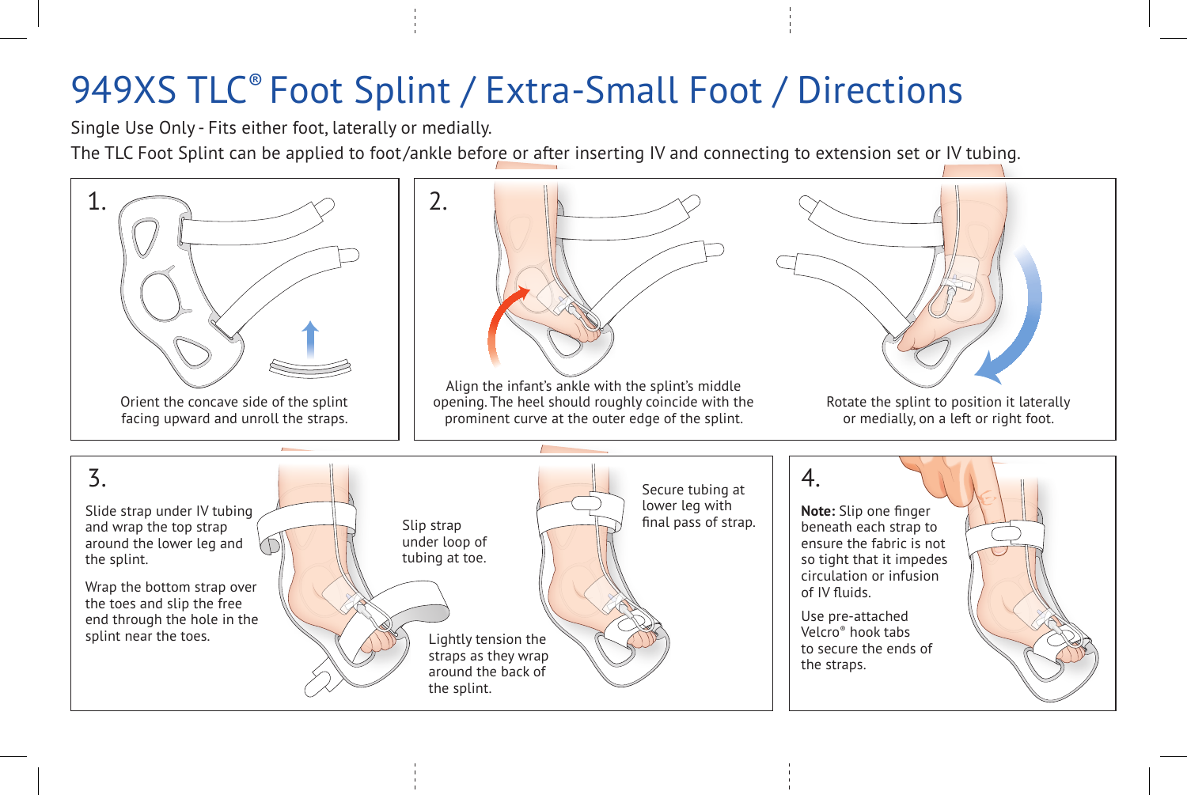# 949XS TLC® Foot Splint / Extra-Small Foot / Directions

Single Use Only - Fits either foot, laterally or medially.

The TLC Foot Splint can be applied to foot/ankle before or after inserting IV and connecting to extension set or IV tubing.

## 1.

Orient the concave side of the splint facing upward and unroll the straps.

## 2.

Align the infant's ankle with the splint's middle opening. The heel should roughly coincide with the prominent curve at the outer edge of the splint.

Rotate the splint to position it laterally or medially, on a left or right foot.

## 3.

Slide strap under IV tubing and wrap the top strap around the lower leg and the splint.

Wrap the bottom strap over the toes and slip the free end through the hole in the splint near the toes.

Slip strap under loop of tubing at toe.

Lightly tension the straps as they wrap around the back of the splint.

Secure tubing at lower leg with final pass of strap.

## 4.

**Note:** Slip one finger beneath each strap to ensure the fabric is not so tight that it impedes circulation or infusion of IV fluids.

Use pre-attached Velcro® hook tabs to secure the ends of the straps.